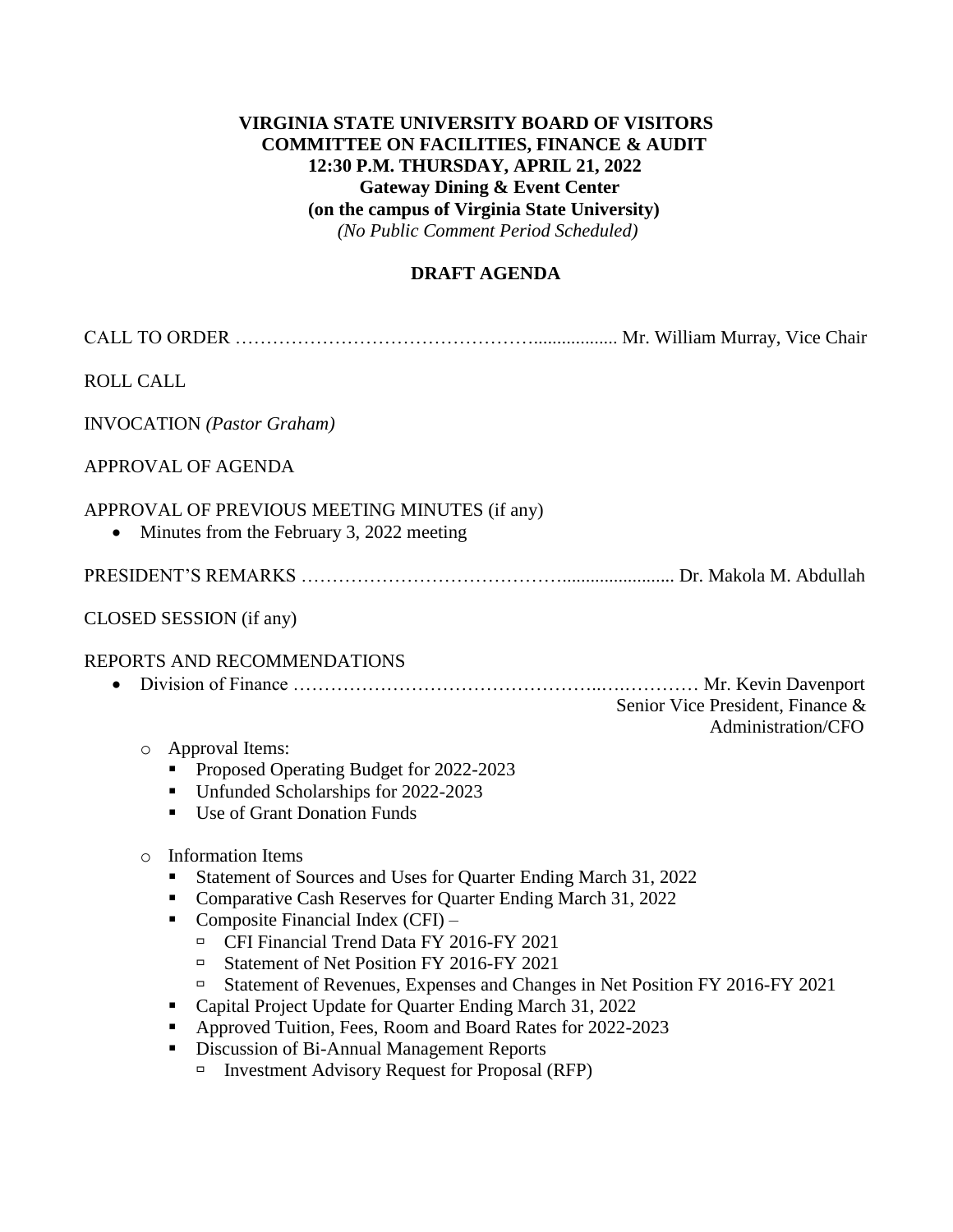**VIRGINIA STATE UNIVERSITY BOARD OF VISITORS**
**COMMITTEE ON FACILITIES, FINANCE & AUDIT**
**12:30 P.M. THURSDAY, APRIL 21, 2022**
**Gateway Dining & Event Center**
**(on the campus of Virginia State University)**
*(No Public Comment Period Scheduled)*

**DRAFT AGENDA**

CALL TO ORDER ………………………………………….................. Mr. William Murray, Vice Chair

ROLL CALL

INVOCATION *(Pastor Graham)*

APPROVAL OF AGENDA

APPROVAL OF PREVIOUS MEETING MINUTES (if any)

- Minutes from the February 3, 2022 meeting

PRESIDENT'S REMARKS …………………………………........................ Dr. Makola M. Abdullah

CLOSED SESSION (if any)

REPORTS AND RECOMMENDATIONS

- Division of Finance …………………………………………..….………… Mr. Kevin Davenport
  Senior Vice President, Finance & Administration/CFO
  - Approval Items:
    - Proposed Operating Budget for 2022-2023
    - Unfunded Scholarships for 2022-2023
    - Use of Grant Donation Funds
  - Information Items
    - Statement of Sources and Uses for Quarter Ending March 31, 2022
    - Comparative Cash Reserves for Quarter Ending March 31, 2022
    - Composite Financial Index (CFI) –
      - CFI Financial Trend Data FY 2016-FY 2021
      - Statement of Net Position FY 2016-FY 2021
      - Statement of Revenues, Expenses and Changes in Net Position FY 2016-FY 2021
    - Capital Project Update for Quarter Ending March 31, 2022
    - Approved Tuition, Fees, Room and Board Rates for 2022-2023
    - Discussion of Bi-Annual Management Reports
      - Investment Advisory Request for Proposal (RFP)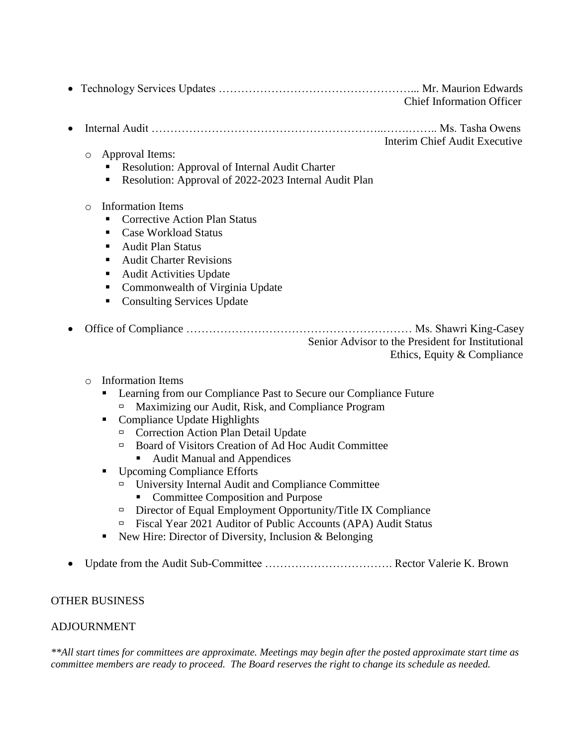- Technology Services Updates ……………………………………………... Mr. Maurion Edwards
  Chief Information Officer

- Internal Audit ……………………………………………………..…….…….. Ms. Tasha Owens
  Interim Chief Audit Executive
  - Approval Items:
    - Resolution: Approval of Internal Audit Charter
    - Resolution: Approval of 2022-2023 Internal Audit Plan
  - Information Items
    - Corrective Action Plan Status
    - Case Workload Status
    - Audit Plan Status
    - Audit Charter Revisions
    - Audit Activities Update
    - Commonwealth of Virginia Update
    - Consulting Services Update

- Office of Compliance …………………………………………………… Ms. Shawri King-Casey
  Senior Advisor to the President for Institutional Ethics, Equity & Compliance
  - Information Items
    - Learning from our Compliance Past to Secure our Compliance Future
      - Maximizing our Audit, Risk, and Compliance Program
    - Compliance Update Highlights
      - Correction Action Plan Detail Update
      - Board of Visitors Creation of Ad Hoc Audit Committee
        - Audit Manual and Appendices
    - Upcoming Compliance Efforts
      - University Internal Audit and Compliance Committee
        - Committee Composition and Purpose
      - Director of Equal Employment Opportunity/Title IX Compliance
      - Fiscal Year 2021 Auditor of Public Accounts (APA) Audit Status
    - New Hire: Director of Diversity, Inclusion & Belonging

- Update from the Audit Sub-Committee ……………………………. Rector Valerie K. Brown

OTHER BUSINESS

ADJOURNMENT

*\*\*All start times for committees are approximate. Meetings may begin after the posted approximate start time as committee members are ready to proceed. The Board reserves the right to change its schedule as needed.*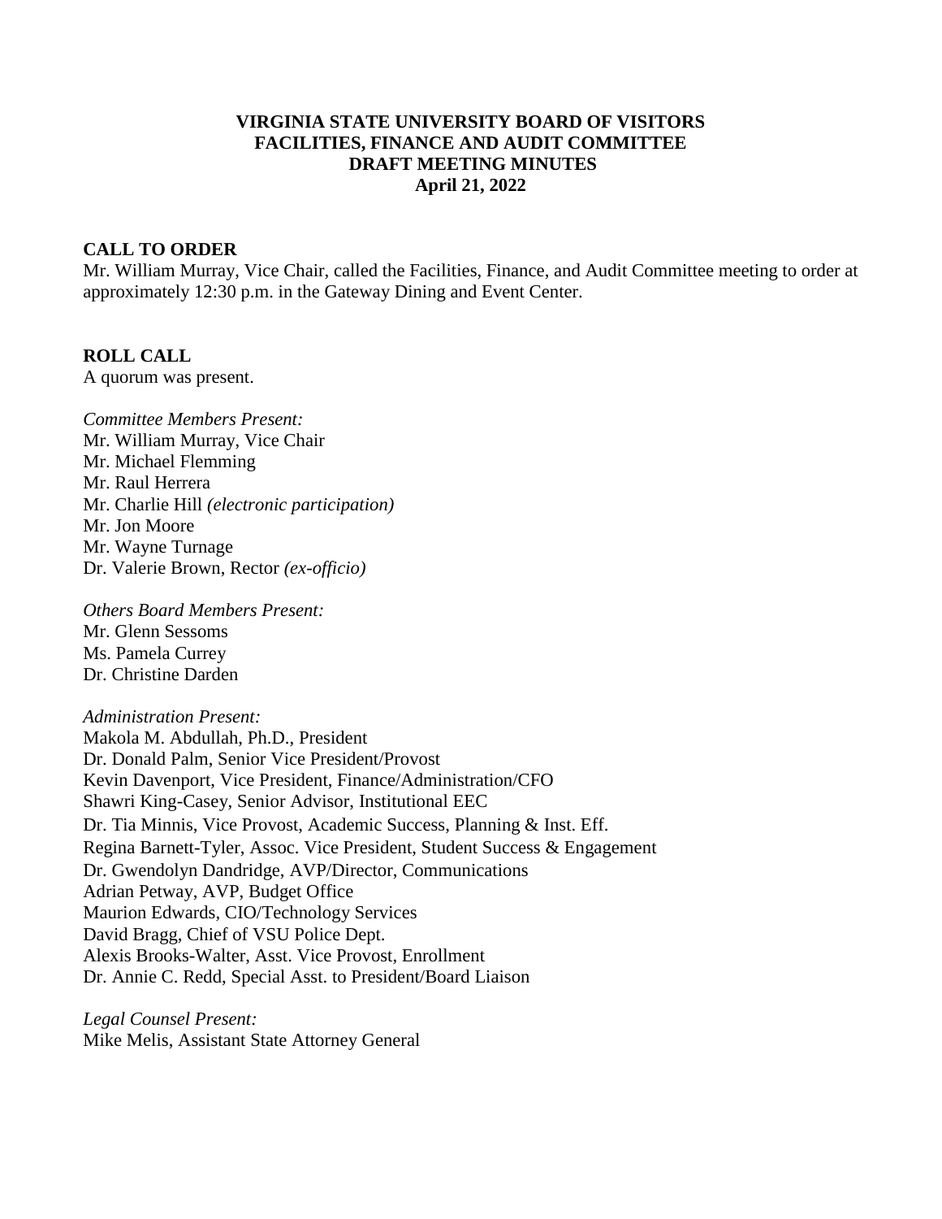**VIRGINIA STATE UNIVERSITY BOARD OF VISITORS**
**FACILITIES, FINANCE AND AUDIT COMMITTEE**
**DRAFT MEETING MINUTES**
**April 21, 2022**

**CALL TO ORDER**

Mr. William Murray, Vice Chair, called the Facilities, Finance, and Audit Committee meeting to order at approximately 12:30 p.m. in the Gateway Dining and Event Center.

**ROLL CALL**

A quorum was present.

*Committee Members Present:*
Mr. William Murray, Vice Chair
Mr. Michael Flemming
Mr. Raul Herrera
Mr. Charlie Hill *(electronic participation)*
Mr. Jon Moore
Mr. Wayne Turnage
Dr. Valerie Brown, Rector *(ex-officio)*

*Others Board Members Present:*
Mr. Glenn Sessoms
Ms. Pamela Currey
Dr. Christine Darden

*Administration Present:*
Makola M. Abdullah, Ph.D., President
Dr. Donald Palm, Senior Vice President/Provost
Kevin Davenport, Vice President, Finance/Administration/CFO
Shawri King-Casey, Senior Advisor, Institutional EEC
Dr. Tia Minnis, Vice Provost, Academic Success, Planning & Inst. Eff.
Regina Barnett-Tyler, Assoc. Vice President, Student Success & Engagement
Dr. Gwendolyn Dandridge, AVP/Director, Communications
Adrian Petway, AVP, Budget Office
Maurion Edwards, CIO/Technology Services
David Bragg, Chief of VSU Police Dept.
Alexis Brooks-Walter, Asst. Vice Provost, Enrollment
Dr. Annie C. Redd, Special Asst. to President/Board Liaison

*Legal Counsel Present:*
Mike Melis, Assistant State Attorney General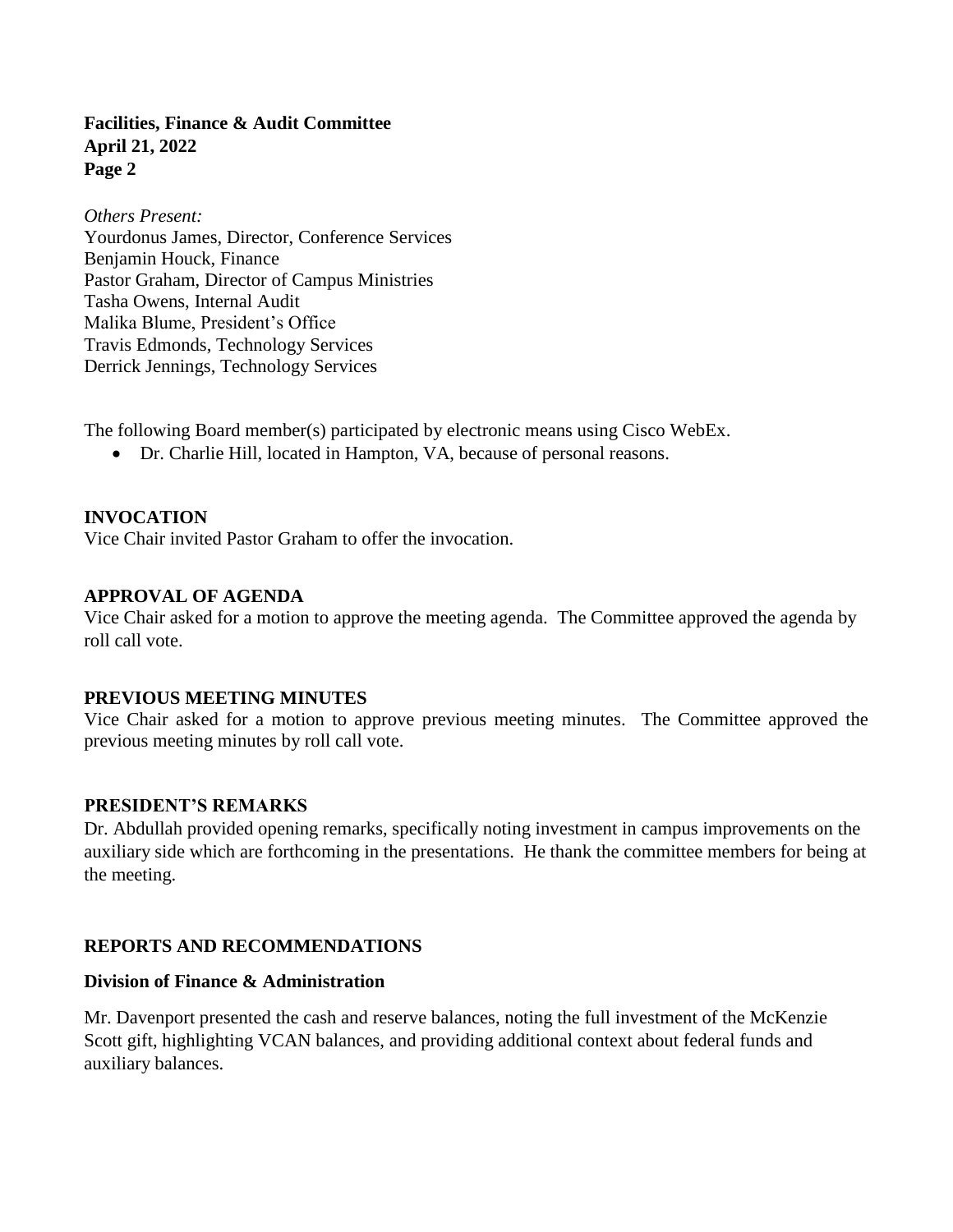*Others Present:*
Yourdonus James, Director, Conference Services
Benjamin Houck, Finance
Pastor Graham, Director of Campus Ministries
Tasha Owens, Internal Audit
Malika Blume, President's Office
Travis Edmonds, Technology Services
Derrick Jennings, Technology Services

The following Board member(s) participated by electronic means using Cisco WebEx.

- Dr. Charlie Hill, located in Hampton, VA, because of personal reasons.

**INVOCATION**

Vice Chair invited Pastor Graham to offer the invocation.

**APPROVAL OF AGENDA**

Vice Chair asked for a motion to approve the meeting agenda. The Committee approved the agenda by roll call vote.

**PREVIOUS MEETING MINUTES**

Vice Chair asked for a motion to approve previous meeting minutes. The Committee approved the previous meeting minutes by roll call vote.

**PRESIDENT'S REMARKS**

Dr. Abdullah provided opening remarks, specifically noting investment in campus improvements on the auxiliary side which are forthcoming in the presentations. He thank the committee members for being at the meeting.

**REPORTS AND RECOMMENDATIONS**

**Division of Finance & Administration**

Mr. Davenport presented the cash and reserve balances, noting the full investment of the McKenzie Scott gift, highlighting VCAN balances, and providing additional context about federal funds and auxiliary balances.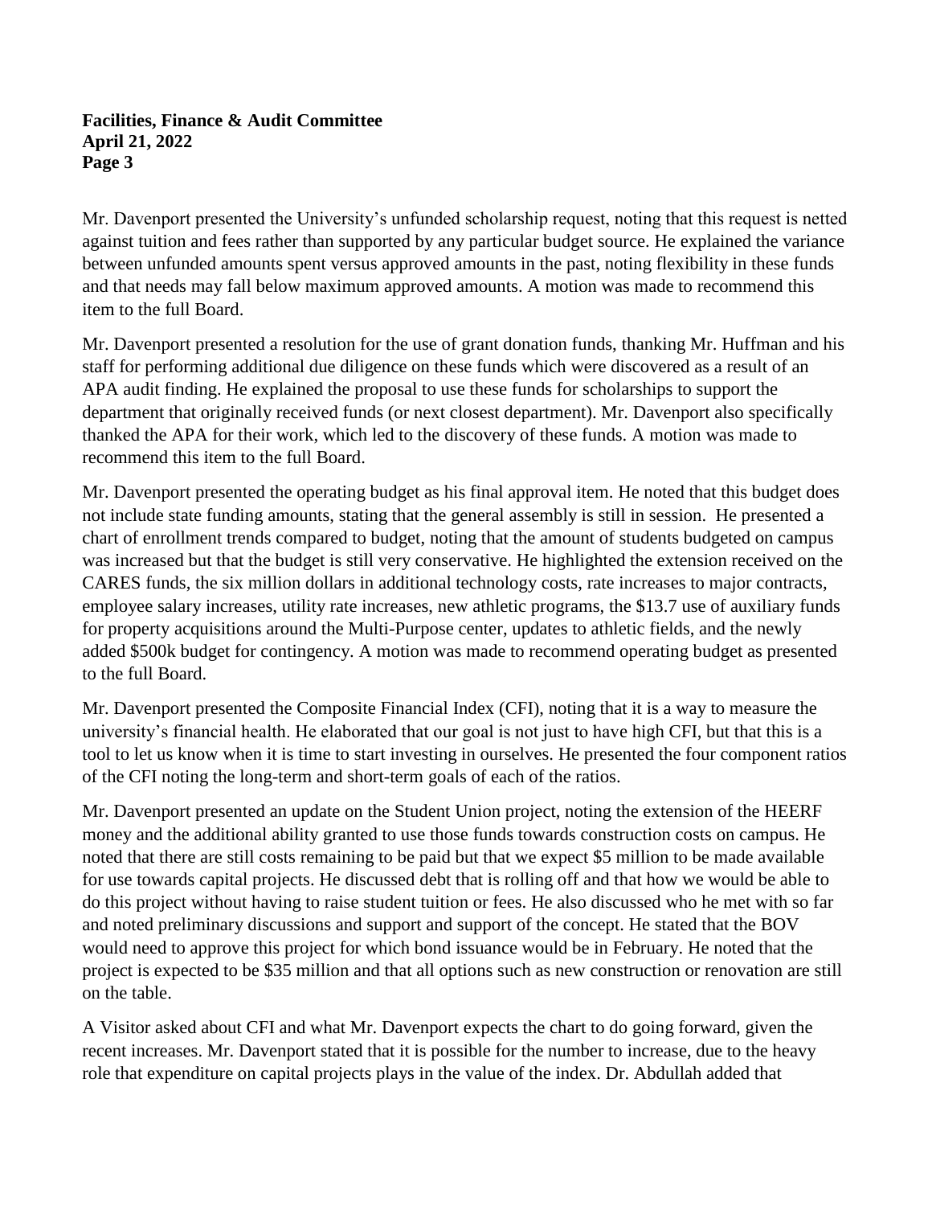Mr. Davenport presented the University's unfunded scholarship request, noting that this request is netted against tuition and fees rather than supported by any particular budget source. He explained the variance between unfunded amounts spent versus approved amounts in the past, noting flexibility in these funds and that needs may fall below maximum approved amounts. A motion was made to recommend this item to the full Board.

Mr. Davenport presented a resolution for the use of grant donation funds, thanking Mr. Huffman and his staff for performing additional due diligence on these funds which were discovered as a result of an APA audit finding. He explained the proposal to use these funds for scholarships to support the department that originally received funds (or next closest department). Mr. Davenport also specifically thanked the APA for their work, which led to the discovery of these funds. A motion was made to recommend this item to the full Board.

Mr. Davenport presented the operating budget as his final approval item. He noted that this budget does not include state funding amounts, stating that the general assembly is still in session. He presented a chart of enrollment trends compared to budget, noting that the amount of students budgeted on campus was increased but that the budget is still very conservative. He highlighted the extension received on the CARES funds, the six million dollars in additional technology costs, rate increases to major contracts, employee salary increases, utility rate increases, new athletic programs, the $13.7 use of auxiliary funds for property acquisitions around the Multi-Purpose center, updates to athletic fields, and the newly added $500k budget for contingency. A motion was made to recommend operating budget as presented to the full Board.

Mr. Davenport presented the Composite Financial Index (CFI), noting that it is a way to measure the university's financial health. He elaborated that our goal is not just to have high CFI, but that this is a tool to let us know when it is time to start investing in ourselves. He presented the four component ratios of the CFI noting the long-term and short-term goals of each of the ratios.

Mr. Davenport presented an update on the Student Union project, noting the extension of the HEERF money and the additional ability granted to use those funds towards construction costs on campus. He noted that there are still costs remaining to be paid but that we expect $5 million to be made available for use towards capital projects. He discussed debt that is rolling off and that how we would be able to do this project without having to raise student tuition or fees. He also discussed who he met with so far and noted preliminary discussions and support and support of the concept. He stated that the BOV would need to approve this project for which bond issuance would be in February. He noted that the project is expected to be $35 million and that all options such as new construction or renovation are still on the table.

A Visitor asked about CFI and what Mr. Davenport expects the chart to do going forward, given the recent increases. Mr. Davenport stated that it is possible for the number to increase, due to the heavy role that expenditure on capital projects plays in the value of the index. Dr. Abdullah added that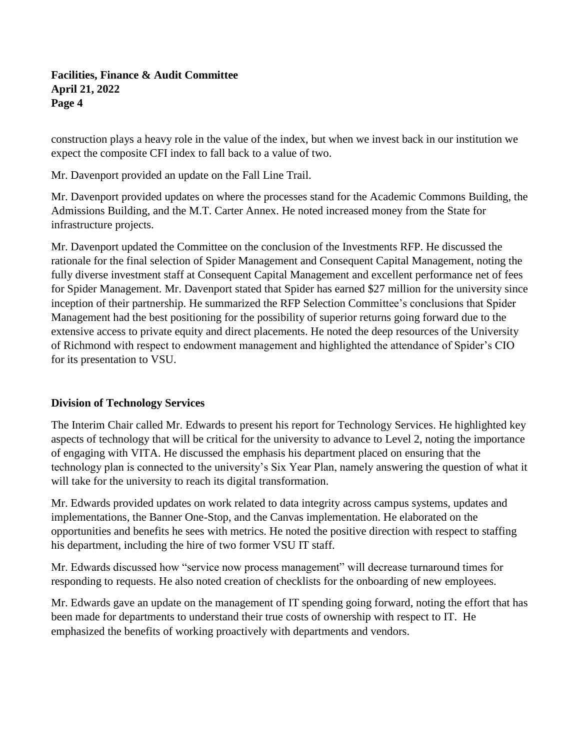construction plays a heavy role in the value of the index, but when we invest back in our institution we expect the composite CFI index to fall back to a value of two.

Mr. Davenport provided an update on the Fall Line Trail.

Mr. Davenport provided updates on where the processes stand for the Academic Commons Building, the Admissions Building, and the M.T. Carter Annex. He noted increased money from the State for infrastructure projects.

Mr. Davenport updated the Committee on the conclusion of the Investments RFP. He discussed the rationale for the final selection of Spider Management and Consequent Capital Management, noting the fully diverse investment staff at Consequent Capital Management and excellent performance net of fees for Spider Management. Mr. Davenport stated that Spider has earned $27 million for the university since inception of their partnership. He summarized the RFP Selection Committee's conclusions that Spider Management had the best positioning for the possibility of superior returns going forward due to the extensive access to private equity and direct placements. He noted the deep resources of the University of Richmond with respect to endowment management and highlighted the attendance of Spider's CIO for its presentation to VSU.

**Division of Technology Services**

The Interim Chair called Mr. Edwards to present his report for Technology Services. He highlighted key aspects of technology that will be critical for the university to advance to Level 2, noting the importance of engaging with VITA. He discussed the emphasis his department placed on ensuring that the technology plan is connected to the university's Six Year Plan, namely answering the question of what it will take for the university to reach its digital transformation.

Mr. Edwards provided updates on work related to data integrity across campus systems, updates and implementations, the Banner One-Stop, and the Canvas implementation. He elaborated on the opportunities and benefits he sees with metrics. He noted the positive direction with respect to staffing his department, including the hire of two former VSU IT staff.

Mr. Edwards discussed how "service now process management" will decrease turnaround times for responding to requests. He also noted creation of checklists for the onboarding of new employees.

Mr. Edwards gave an update on the management of IT spending going forward, noting the effort that has been made for departments to understand their true costs of ownership with respect to IT. He emphasized the benefits of working proactively with departments and vendors.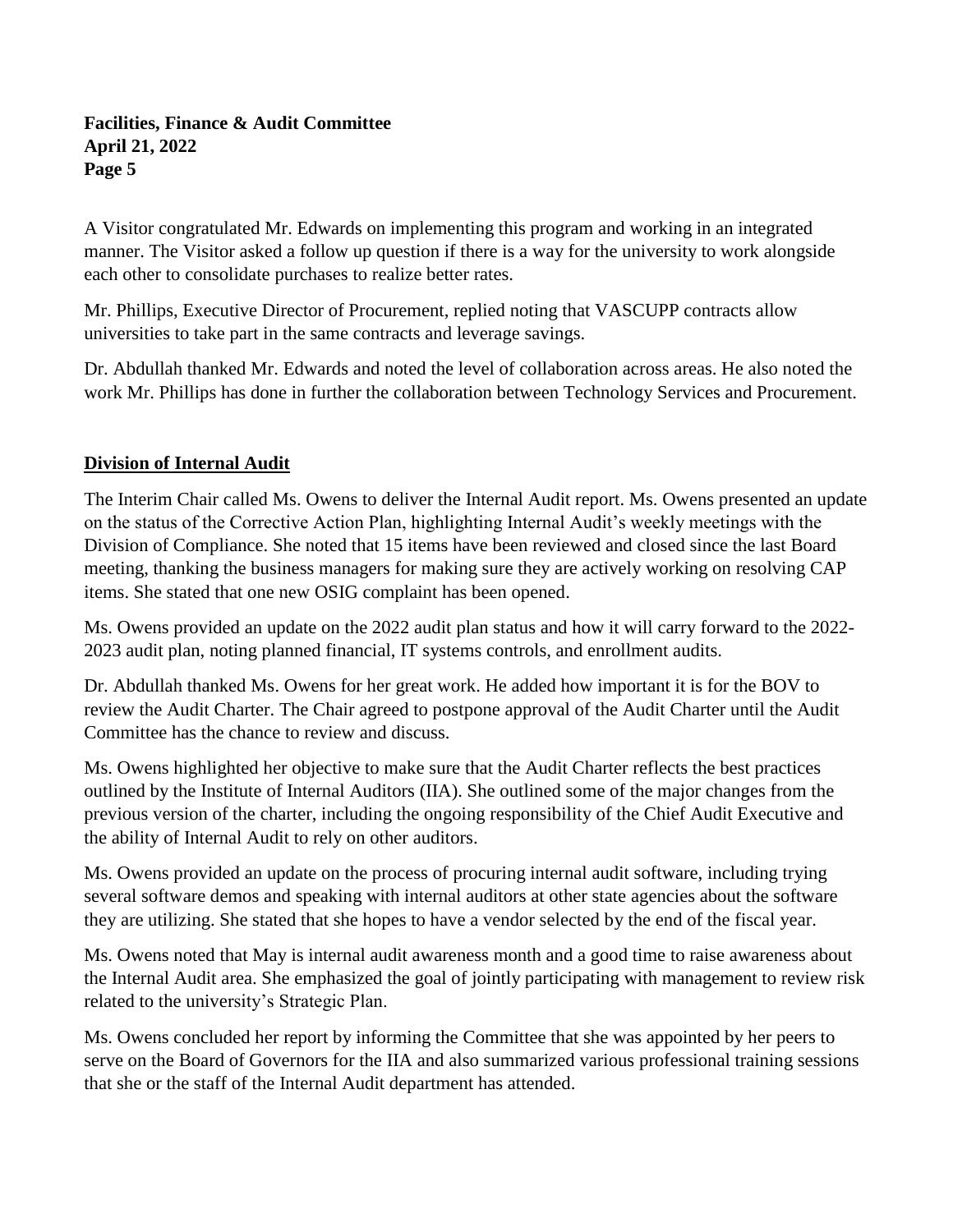A Visitor congratulated Mr. Edwards on implementing this program and working in an integrated manner. The Visitor asked a follow up question if there is a way for the university to work alongside each other to consolidate purchases to realize better rates.

Mr. Phillips, Executive Director of Procurement, replied noting that VASCUPP contracts allow universities to take part in the same contracts and leverage savings.

Dr. Abdullah thanked Mr. Edwards and noted the level of collaboration across areas. He also noted the work Mr. Phillips has done in further the collaboration between Technology Services and Procurement.

## Division of Internal Audit

The Interim Chair called Ms. Owens to deliver the Internal Audit report. Ms. Owens presented an update on the status of the Corrective Action Plan, highlighting Internal Audit's weekly meetings with the Division of Compliance. She noted that 15 items have been reviewed and closed since the last Board meeting, thanking the business managers for making sure they are actively working on resolving CAP items. She stated that one new OSIG complaint has been opened.

Ms. Owens provided an update on the 2022 audit plan status and how it will carry forward to the 2022-2023 audit plan, noting planned financial, IT systems controls, and enrollment audits.

Dr. Abdullah thanked Ms. Owens for her great work. He added how important it is for the BOV to review the Audit Charter. The Chair agreed to postpone approval of the Audit Charter until the Audit Committee has the chance to review and discuss.

Ms. Owens highlighted her objective to make sure that the Audit Charter reflects the best practices outlined by the Institute of Internal Auditors (IIA). She outlined some of the major changes from the previous version of the charter, including the ongoing responsibility of the Chief Audit Executive and the ability of Internal Audit to rely on other auditors.

Ms. Owens provided an update on the process of procuring internal audit software, including trying several software demos and speaking with internal auditors at other state agencies about the software they are utilizing. She stated that she hopes to have a vendor selected by the end of the fiscal year.

Ms. Owens noted that May is internal audit awareness month and a good time to raise awareness about the Internal Audit area. She emphasized the goal of jointly participating with management to review risk related to the university's Strategic Plan.

Ms. Owens concluded her report by informing the Committee that she was appointed by her peers to serve on the Board of Governors for the IIA and also summarized various professional training sessions that she or the staff of the Internal Audit department has attended.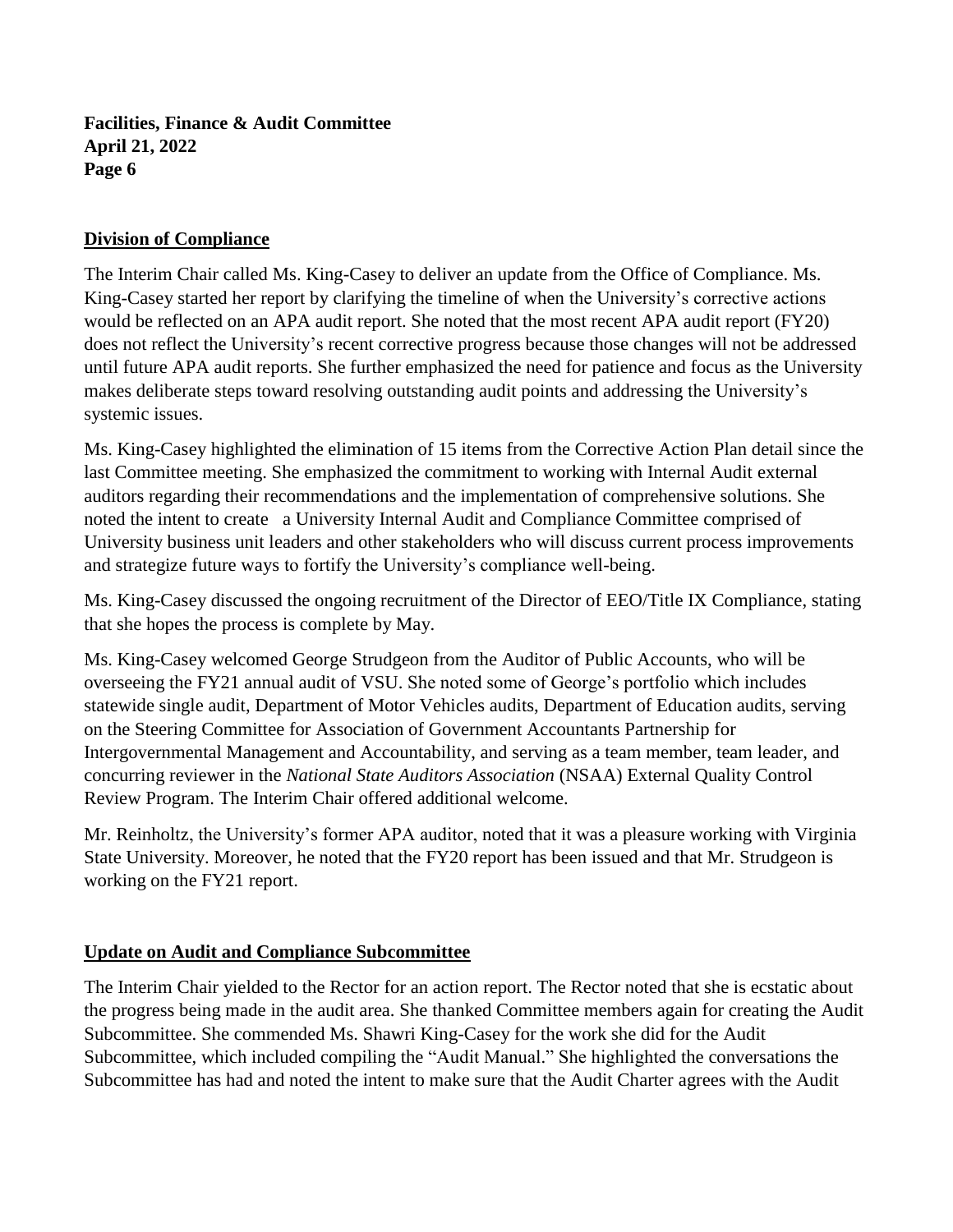## Division of Compliance

The Interim Chair called Ms. King-Casey to deliver an update from the Office of Compliance. Ms. King-Casey started her report by clarifying the timeline of when the University's corrective actions would be reflected on an APA audit report. She noted that the most recent APA audit report (FY20) does not reflect the University's recent corrective progress because those changes will not be addressed until future APA audit reports. She further emphasized the need for patience and focus as the University makes deliberate steps toward resolving outstanding audit points and addressing the University's systemic issues.

Ms. King-Casey highlighted the elimination of 15 items from the Corrective Action Plan detail since the last Committee meeting. She emphasized the commitment to working with Internal Audit external auditors regarding their recommendations and the implementation of comprehensive solutions. She noted the intent to create a University Internal Audit and Compliance Committee comprised of University business unit leaders and other stakeholders who will discuss current process improvements and strategize future ways to fortify the University's compliance well-being.

Ms. King-Casey discussed the ongoing recruitment of the Director of EEO/Title IX Compliance, stating that she hopes the process is complete by May.

Ms. King-Casey welcomed George Strudgeon from the Auditor of Public Accounts, who will be overseeing the FY21 annual audit of VSU. She noted some of George's portfolio which includes statewide single audit, Department of Motor Vehicles audits, Department of Education audits, serving on the Steering Committee for Association of Government Accountants Partnership for Intergovernmental Management and Accountability, and serving as a team member, team leader, and concurring reviewer in the *National State Auditors Association* (NSAA) External Quality Control Review Program. The Interim Chair offered additional welcome.

Mr. Reinholtz, the University's former APA auditor, noted that it was a pleasure working with Virginia State University. Moreover, he noted that the FY20 report has been issued and that Mr. Strudgeon is working on the FY21 report.

## Update on Audit and Compliance Subcommittee

The Interim Chair yielded to the Rector for an action report. The Rector noted that she is ecstatic about the progress being made in the audit area. She thanked Committee members again for creating the Audit Subcommittee. She commended Ms. Shawri King-Casey for the work she did for the Audit Subcommittee, which included compiling the "Audit Manual." She highlighted the conversations the Subcommittee has had and noted the intent to make sure that the Audit Charter agrees with the Audit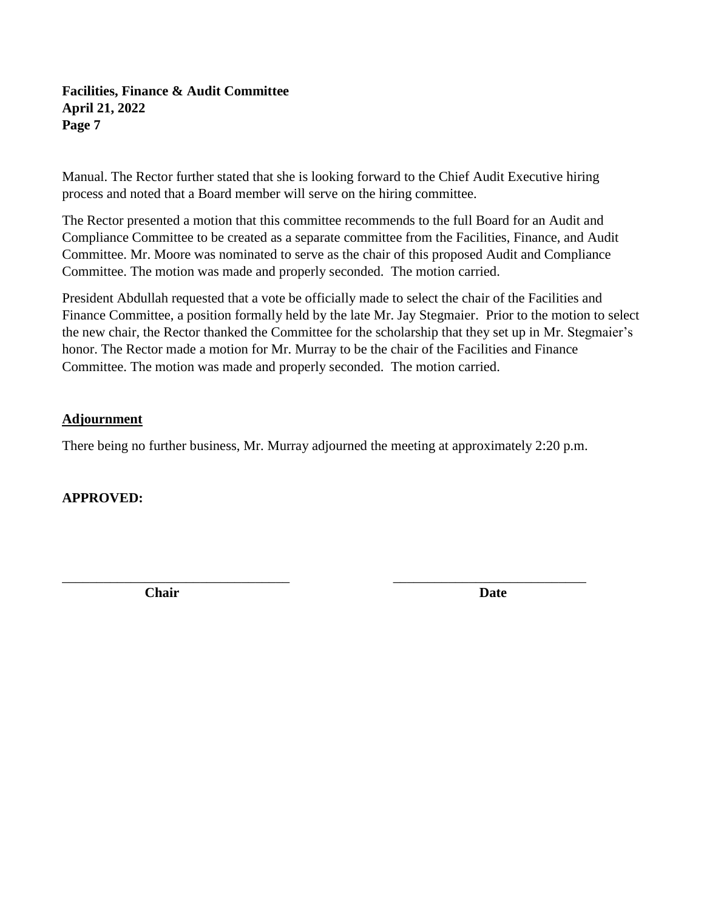Manual. The Rector further stated that she is looking forward to the Chief Audit Executive hiring process and noted that a Board member will serve on the hiring committee.

The Rector presented a motion that this committee recommends to the full Board for an Audit and Compliance Committee to be created as a separate committee from the Facilities, Finance, and Audit Committee. Mr. Moore was nominated to serve as the chair of this proposed Audit and Compliance Committee. The motion was made and properly seconded. The motion carried.

President Abdullah requested that a vote be officially made to select the chair of the Facilities and Finance Committee, a position formally held by the late Mr. Jay Stegmaier. Prior to the motion to select the new chair, the Rector thanked the Committee for the scholarship that they set up in Mr. Stegmaier's honor. The Rector made a motion for Mr. Murray to be the chair of the Facilities and Finance Committee. The motion was made and properly seconded. The motion carried.

## Adjournment

There being no further business, Mr. Murray adjourned the meeting at approximately 2:20 p.m.

**APPROVED:**

\_\_\_\_\_\_\_\_\_\_\_\_\_\_\_\_\_\_\_\_\_\_\_\_\_\_\_\_\_\_\_\_ \_\_\_\_\_\_\_\_\_\_\_\_\_\_\_\_\_\_\_\_\_\_\_\_\_\_\_\_

**Chair** **Date**